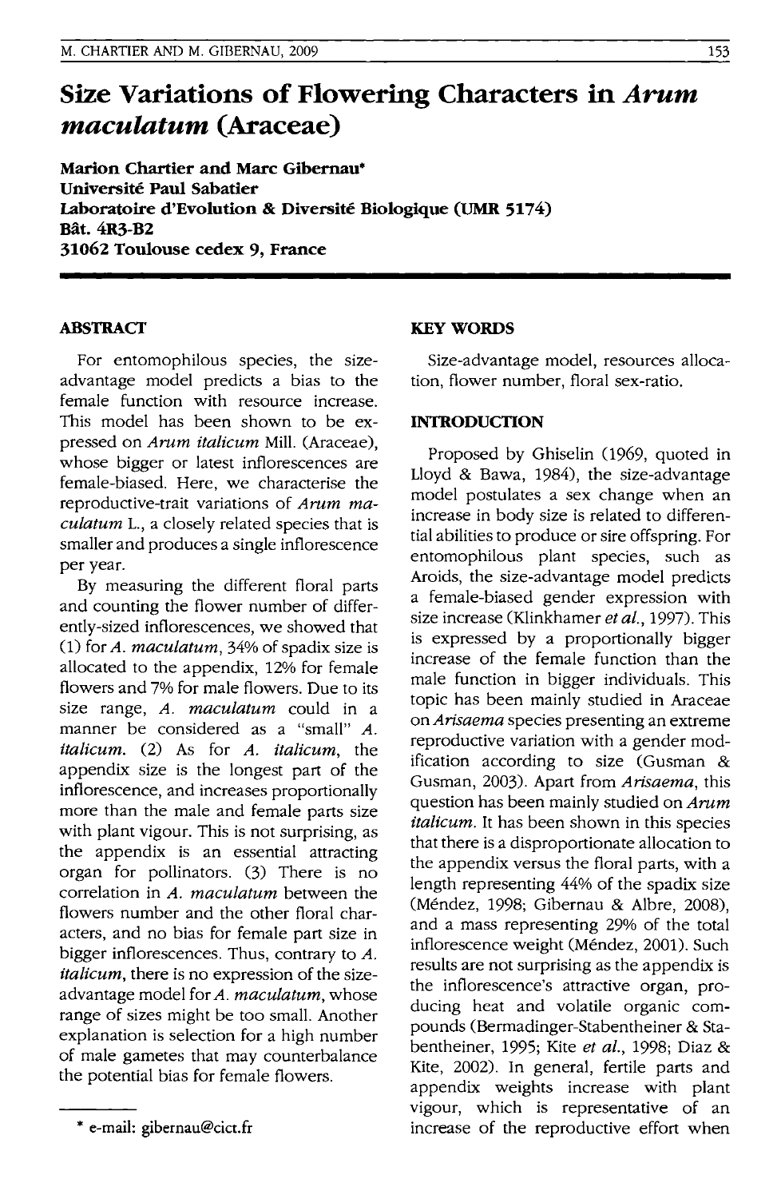# Size Variations of Flowering Characters in *Arum maculatum* (Araceae)

**Marion Chartier and Marc Gibernau***
**Université Paul Sabatier**
**Laboratoire d'Evolution & Diversité Biologique (UMR 5174)**
**Bât. 4R3-B2**
**31062 Toulouse cedex 9, France**

## ABSTRACT

For entomophilous species, the size-advantage model predicts a bias to the female function with resource increase. This model has been shown to be expressed on *Arum italicum* Mill. (Araceae), whose bigger or latest inflorescences are female-biased. Here, we characterise the reproductive-trait variations of *Arum maculatum* L., a closely related species that is smaller and produces a single inflorescence per year.

By measuring the different floral parts and counting the flower number of differently-sized inflorescences, we showed that (1) for *A. maculatum*, 34% of spadix size is allocated to the appendix, 12% for female flowers and 7% for male flowers. Due to its size range, *A. maculatum* could in a manner be considered as a "small" *A. italicum*. (2) As for *A. italicum*, the appendix size is the longest part of the inflorescence, and increases proportionally more than the male and female parts size with plant vigour. This is not surprising, as the appendix is an essential attracting organ for pollinators. (3) There is no correlation in *A. maculatum* between the flowers number and the other floral characters, and no bias for female part size in bigger inflorescences. Thus, contrary to *A. italicum*, there is no expression of the size-advantage model for *A. maculatum*, whose range of sizes might be too small. Another explanation is selection for a high number of male gametes that may counterbalance the potential bias for female flowers.

\* e-mail: gibernau@cict.fr

## KEY WORDS

Size-advantage model, resources allocation, flower number, floral sex-ratio.

## INTRODUCTION

Proposed by Ghiselin (1969, quoted in Lloyd & Bawa, 1984), the size-advantage model postulates a sex change when an increase in body size is related to differential abilities to produce or sire offspring. For entomophilous plant species, such as Aroids, the size-advantage model predicts a female-biased gender expression with size increase (Klinkhamer *et al.*, 1997). This is expressed by a proportionally bigger increase of the female function than the male function in bigger individuals. This topic has been mainly studied in Araceae on *Arisaema* species presenting an extreme reproductive variation with a gender modification according to size (Gusman & Gusman, 2003). Apart from *Arisaema*, this question has been mainly studied on *Arum italicum*. It has been shown in this species that there is a disproportionate allocation to the appendix versus the floral parts, with a length representing 44% of the spadix size (Méndez, 1998; Gibernau & Albre, 2008), and a mass representing 29% of the total inflorescence weight (Méndez, 2001). Such results are not surprising as the appendix is the inflorescence's attractive organ, producing heat and volatile organic compounds (Bermadinger-Stabentheiner & Stabentheiner, 1995; Kite *et al.*, 1998; Diaz & Kite, 2002). In general, fertile parts and appendix weights increase with plant vigour, which is representative of an increase of the reproductive effort when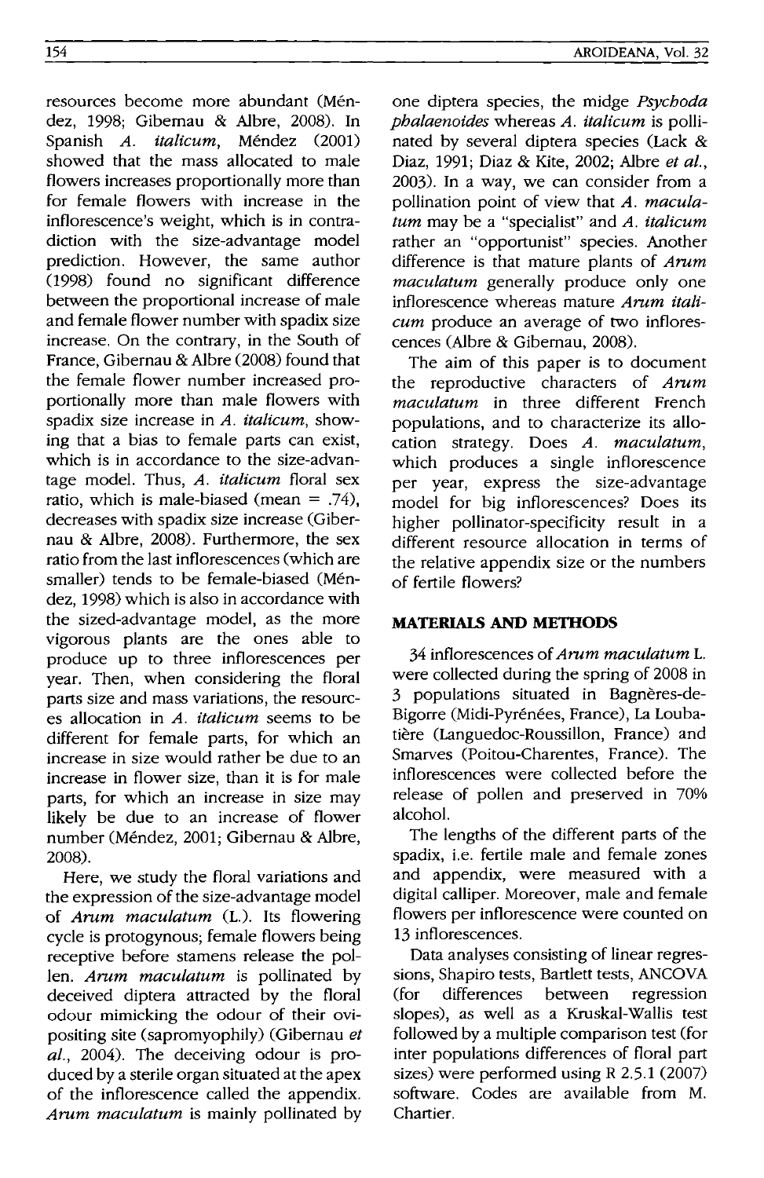resources become more abundant (Méndez, 1998; Gibernau & Albre, 2008). In Spanish *A. italicum*, Méndez (2001) showed that the mass allocated to male flowers increases proportionally more than for female flowers with increase in the inflorescence's weight, which is in contradiction with the size-advantage model prediction. However, the same author (1998) found no significant difference between the proportional increase of male and female flower number with spadix size increase. On the contrary, in the South of France, Gibernau & Albre (2008) found that the female flower number increased proportionally more than male flowers with spadix size increase in *A. italicum*, showing that a bias to female parts can exist, which is in accordance to the size-advantage model. Thus, *A. italicum* floral sex ratio, which is male-biased (mean = .74), decreases with spadix size increase (Gibernau & Albre, 2008). Furthermore, the sex ratio from the last inflorescences (which are smaller) tends to be female-biased (Méndez, 1998) which is also in accordance with the sized-advantage model, as the more vigorous plants are the ones able to produce up to three inflorescences per year. Then, when considering the floral parts size and mass variations, the resources allocation in *A. italicum* seems to be different for female parts, for which an increase in size would rather be due to an increase in flower size, than it is for male parts, for which an increase in size may likely be due to an increase of flower number (Méndez, 2001; Gibernau & Albre, 2008).

Here, we study the floral variations and the expression of the size-advantage model of *Arum maculatum* (L.). Its flowering cycle is protogynous; female flowers being receptive before stamens release the pollen. *Arum maculatum* is pollinated by deceived diptera attracted by the floral odour mimicking the odour of their ovipositing site (sapromyophily) (Gibernau *et al.*, 2004). The deceiving odour is produced by a sterile organ situated at the apex of the inflorescence called the appendix. *Arum maculatum* is mainly pollinated by one diptera species, the midge *Psychoda phalaenoides* whereas *A. italicum* is pollinated by several diptera species (Lack & Diaz, 1991; Diaz & Kite, 2002; Albre *et al.*, 2003). In a way, we can consider from a pollination point of view that *A. maculatum* may be a "specialist" and *A. italicum* rather an "opportunist" species. Another difference is that mature plants of *Arum maculatum* generally produce only one inflorescence whereas mature *Arum italicum* produce an average of two inflorescences (Albre & Gibernau, 2008).

The aim of this paper is to document the reproductive characters of *Arum maculatum* in three different French populations, and to characterize its allocation strategy. Does *A. maculatum*, which produces a single inflorescence per year, express the size-advantage model for big inflorescences? Does its higher pollinator-specificity result in a different resource allocation in terms of the relative appendix size or the numbers of fertile flowers?

## MATERIALS AND METHODS

34 inflorescences of *Arum maculatum* L. were collected during the spring of 2008 in 3 populations situated in Bagnères-de-Bigorre (Midi-Pyrénées, France), La Loubatière (Languedoc-Roussillon, France) and Smarves (Poitou-Charentes, France). The inflorescences were collected before the release of pollen and preserved in 70% alcohol.

The lengths of the different parts of the spadix, i.e. fertile male and female zones and appendix, were measured with a digital calliper. Moreover, male and female flowers per inflorescence were counted on 13 inflorescences.

Data analyses consisting of linear regressions, Shapiro tests, Bartlett tests, ANCOVA (for differences between regression slopes), as well as a Kruskal-Wallis test followed by a multiple comparison test (for inter populations differences of floral part sizes) were performed using R 2.5.1 (2007) software. Codes are available from M. Chartier.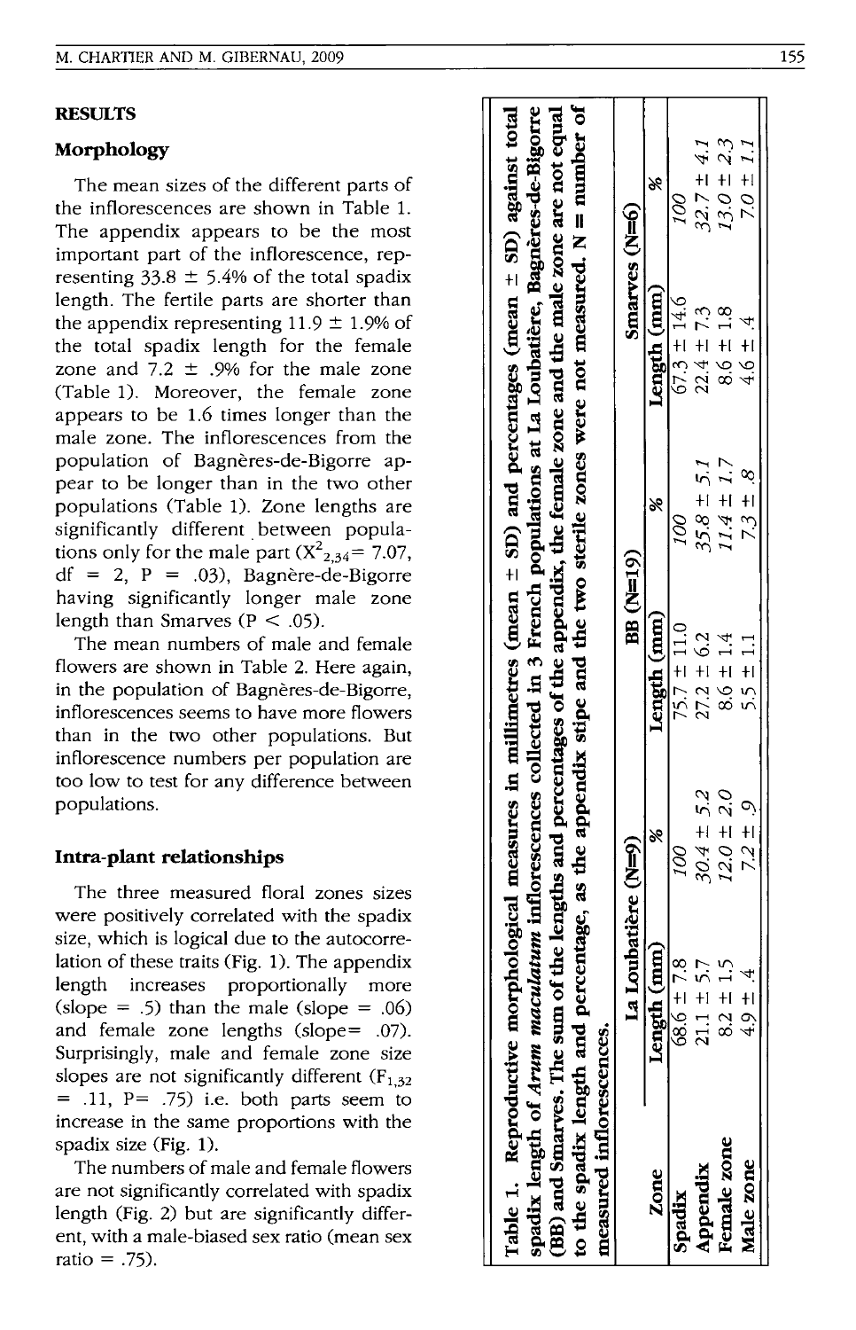## RESULTS

### Morphology

The mean sizes of the different parts of the inflorescences are shown in Table 1. The appendix appears to be the most important part of the inflorescence, representing 33.8 ± 5.4% of the total spadix length. The fertile parts are shorter than the appendix representing 11.9 ± 1.9% of the total spadix length for the female zone and 7.2 ± .9% for the male zone (Table 1). Moreover, the female zone appears to be 1.6 times longer than the male zone. The inflorescences from the population of Bagnères-de-Bigorre appear to be longer than in the two other populations (Table 1). Zone lengths are significantly different between populations only for the male part ($X^2_{2,34}$= 7.07, df = 2, P = .03), Bagnère-de-Bigorre having significantly longer male zone length than Smarves (P < .05).

The mean numbers of male and female flowers are shown in Table 2. Here again, in the population of Bagnères-de-Bigorre, inflorescences seems to have more flowers than in the two other populations. But inflorescence numbers per population are too low to test for any difference between populations.

### Intra-plant relationships

The three measured floral zones sizes were positively correlated with the spadix size, which is logical due to the autocorrelation of these traits (Fig. 1). The appendix length increases proportionally more (slope = .5) than the male (slope = .06) and female zone lengths (slope= .07). Surprisingly, male and female zone size slopes are not significantly different ($F_{1,32}$ = .11, P= .75) i.e. both parts seem to increase in the same proportions with the spadix size (Fig. 1).

The numbers of male and female flowers are not significantly correlated with spadix length (Fig. 2) but are significantly different, with a male-biased sex ratio (mean sex ratio = .75).

**Table 1. Reproductive morphological measures in millimetres (mean ± SD) and percentages (mean ± SD) against total spadix length of *Arum maculatum* inflorescences collected in 3 French populations at La Loubatière, Bagnères-de-Bigorre (BB) and Smarves. The sum of the lengths and percentages of the appendix, the female zone and the male zone are not equal to the spadix length and percentage, as the appendix stipe and the two sterile zones were not measured. N = number of measured inflorescences.**

| Zone | La Loubatière (N=9) | | BB (N=19) | | Smarves (N=6) | |
|---|---|---|---|---|---|---|
| | Length (mm) | % | Length (mm) | % | Length (mm) | % |
| **Spadix** | 68.6 ± 7.8 | *100* | 75.7 ± 11.0 | *100* | 67.3 ± 14.6 | *100* |
| **Appendix** | 21.1 ± 5.7 | *30.4 ± 5.2* | 27.2 ± 6.2 | *35.8 ± 5.1* | 22.4 ± 7.3 | *32.7 ± 4.1* |
| **Female zone** | 8.2 ± 1.5 | *12.0 ± 2.0* | 8.6 ± 1.4 | *11.4 ± 1.7* | 8.6 ± 1.8 | *13.0 ± 2.3* |
| **Male zone** | 4.9 ± .4 | *7.2 ± .9* | 5.5 ± 1.1 | *7.3 ± .8* | 4.6 ± .4 | *7.0 ± 1.1* |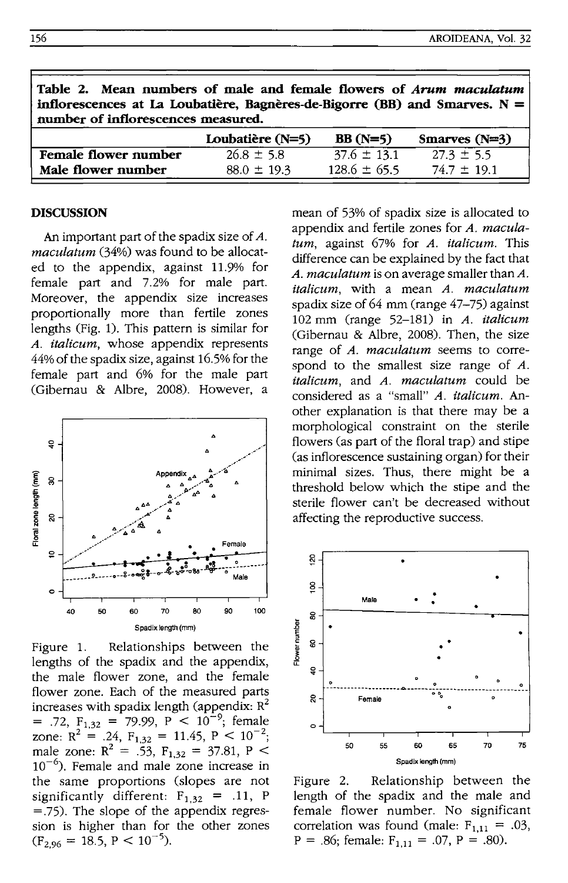**Table 2. Mean numbers of male and female flowers of *Arum maculatum* inflorescences at La Loubatière, Bagnères-de-Bigorre (BB) and Smarves. N = number of inflorescences measured.**

| | Loubatière (N=5) | BB (N=5) | Smarves (N=3) |
|---|---|---|---|
| **Female flower number** | 26.8 ± 5.8 | 37.6 ± 13.1 | 27.3 ± 5.5 |
| **Male flower number** | 88.0 ± 19.3 | 128.6 ± 65.5 | 74.7 ± 19.1 |

## DISCUSSION

An important part of the spadix size of *A. maculatum* (34%) was found to be allocated to the appendix, against 11.9% for female part and 7.2% for male part. Moreover, the appendix size increases proportionally more than fertile zones lengths (Fig. 1). This pattern is similar for *A. italicum*, whose appendix represents 44% of the spadix size, against 16.5% for the female part and 6% for the male part (Gibernau & Albre, 2008). However, a mean of 53% of spadix size is allocated to appendix and fertile zones for *A. maculatum*, against 67% for *A. italicum*. This difference can be explained by the fact that *A. maculatum* is on average smaller than *A. italicum*, with a mean *A. maculatum* spadix size of 64 mm (range 47–75) against 102 mm (range 52–181) in *A. italicum* (Gibernau & Albre, 2008). Then, the size range of *A. maculatum* seems to correspond to the smallest size range of *A. italicum*, and *A. maculatum* could be considered as a "small" *A. italicum*. Another explanation is that there may be a morphological constraint on the sterile flowers (as part of the floral trap) and stipe (as inflorescence sustaining organ) for their minimal sizes. Thus, there might be a threshold below which the stipe and the sterile flower can't be decreased without affecting the reproductive success.

Figure 1. Relationships between the lengths of the spadix and the appendix, the male flower zone, and the female flower zone. Each of the measured parts increases with spadix length (appendix: $R^2 = .72$, $F_{1,32} = 79.99$, $P < 10^{-9}$; female zone: $R^2 = .24$, $F_{1,32} = 11.45$, $P < 10^{-2}$; male zone: $R^2 = .53$, $F_{1,32} = 37.81$, $P < 10^{-6}$). Female and male zone increase in the same proportions (slopes are not significantly different: $F_{1,32} = .11$, $P = .75$). The slope of the appendix regression is higher than for the other zones ($F_{2,96} = 18.5$, $P < 10^{-5}$).

Figure 2. Relationship between the length of the spadix and the male and female flower number. No significant correlation was found (male: $F_{1,11} = .03$, $P = .86$; female: $F_{1,11} = .07$, $P = .80$).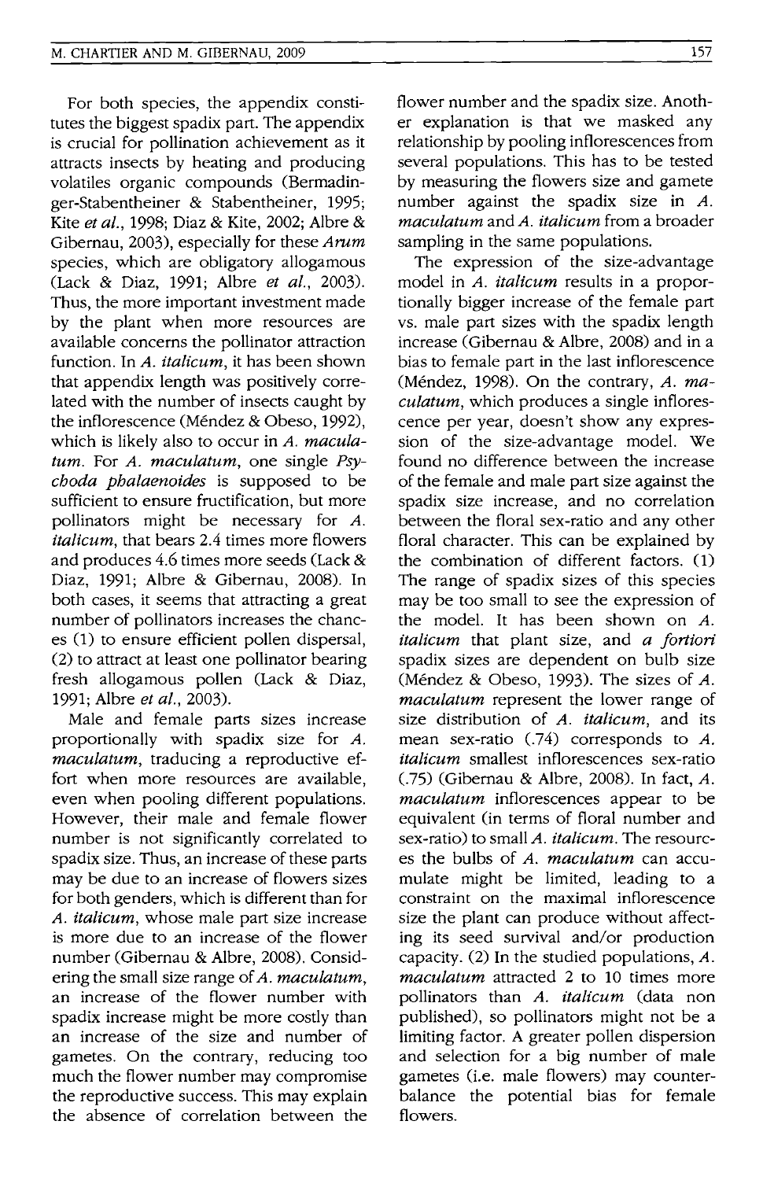For both species, the appendix constitutes the biggest spadix part. The appendix is crucial for pollination achievement as it attracts insects by heating and producing volatiles organic compounds (Bermadinger-Stabentheiner & Stabentheiner, 1995; Kite *et al.*, 1998; Diaz & Kite, 2002; Albre & Gibernau, 2003), especially for these *Arum* species, which are obligatory allogamous (Lack & Diaz, 1991; Albre *et al.*, 2003). Thus, the more important investment made by the plant when more resources are available concerns the pollinator attraction function. In *A. italicum*, it has been shown that appendix length was positively correlated with the number of insects caught by the inflorescence (Méndez & Obeso, 1992), which is likely also to occur in *A. maculatum*. For *A. maculatum*, one single *Psychoda phalaenoides* is supposed to be sufficient to ensure fructification, but more pollinators might be necessary for *A. italicum*, that bears 2.4 times more flowers and produces 4.6 times more seeds (Lack & Diaz, 1991; Albre & Gibernau, 2008). In both cases, it seems that attracting a great number of pollinators increases the chances (1) to ensure efficient pollen dispersal, (2) to attract at least one pollinator bearing fresh allogamous pollen (Lack & Diaz, 1991; Albre *et al.*, 2003).

Male and female parts sizes increase proportionally with spadix size for *A. maculatum*, traducing a reproductive effort when more resources are available, even when pooling different populations. However, their male and female flower number is not significantly correlated to spadix size. Thus, an increase of these parts may be due to an increase of flowers sizes for both genders, which is different than for *A. italicum*, whose male part size increase is more due to an increase of the flower number (Gibernau & Albre, 2008). Considering the small size range of *A. maculatum*, an increase of the flower number with spadix increase might be more costly than an increase of the size and number of gametes. On the contrary, reducing too much the flower number may compromise the reproductive success. This may explain the absence of correlation between the flower number and the spadix size. Another explanation is that we masked any relationship by pooling inflorescences from several populations. This has to be tested by measuring the flowers size and gamete number against the spadix size in *A. maculatum* and *A. italicum* from a broader sampling in the same populations.

The expression of the size-advantage model in *A. italicum* results in a proportionally bigger increase of the female part vs. male part sizes with the spadix length increase (Gibernau & Albre, 2008) and in a bias to female part in the last inflorescence (Méndez, 1998). On the contrary, *A. maculatum*, which produces a single inflorescence per year, doesn't show any expression of the size-advantage model. We found no difference between the increase of the female and male part size against the spadix size increase, and no correlation between the floral sex-ratio and any other floral character. This can be explained by the combination of different factors. (1) The range of spadix sizes of this species may be too small to see the expression of the model. It has been shown on *A. italicum* that plant size, and *a fortiori* spadix sizes are dependent on bulb size (Méndez & Obeso, 1993). The sizes of *A. maculatum* represent the lower range of size distribution of *A. italicum*, and its mean sex-ratio (.74) corresponds to *A. italicum* smallest inflorescences sex-ratio (.75) (Gibernau & Albre, 2008). In fact, *A. maculatum* inflorescences appear to be equivalent (in terms of floral number and sex-ratio) to small *A. italicum*. The resources the bulbs of *A. maculatum* can accumulate might be limited, leading to a constraint on the maximal inflorescence size the plant can produce without affecting its seed survival and/or production capacity. (2) In the studied populations, *A. maculatum* attracted 2 to 10 times more pollinators than *A. italicum* (data non published), so pollinators might not be a limiting factor. A greater pollen dispersion and selection for a big number of male gametes (i.e. male flowers) may counterbalance the potential bias for female flowers.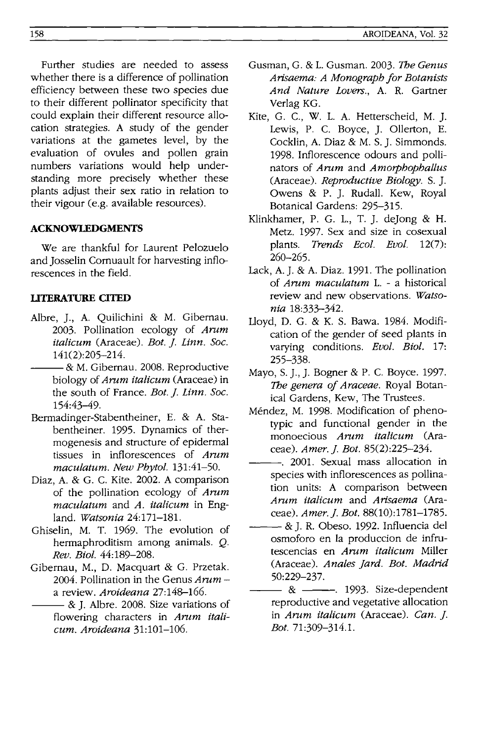Further studies are needed to assess whether there is a difference of pollination efficiency between these two species due to their different pollinator specificity that could explain their different resource allocation strategies. A study of the gender variations at the gametes level, by the evaluation of ovules and pollen grain numbers variations would help understanding more precisely whether these plants adjust their sex ratio in relation to their vigour (e.g. available resources).

## ACKNOWLEDGMENTS

We are thankful for Laurent Pelozuelo and Josselin Cornuault for harvesting inflorescences in the field.

## LITERATURE CITED

Albre, J., A. Quilichini & M. Gibernau. 2003. Pollination ecology of *Arum italicum* (Araceae). *Bot. J. Linn. Soc.* 141(2):205–214.

——— & M. Gibernau. 2008. Reproductive biology of *Arum italicum* (Araceae) in the south of France. *Bot. J. Linn. Soc.* 154:43–49.

Bermadinger-Stabentheiner, E. & A. Stabentheiner. 1995. Dynamics of thermogenesis and structure of epidermal tissues in inflorescences of *Arum maculatum*. *New Phytol.* 131:41–50.

Diaz, A. & G. C. Kite. 2002. A comparison of the pollination ecology of *Arum maculatum* and *A. italicum* in England. *Watsonia* 24:171–181.

Ghiselin, M. T. 1969. The evolution of hermaphroditism among animals. *Q. Rev. Biol.* 44:189–208.

Gibernau, M., D. Macquart & G. Przetak. 2004. Pollination in the Genus *Arum* – a review. *Aroideana* 27:148–166.

——— & J. Albre. 2008. Size variations of flowering characters in *Arum italicum*. *Aroideana* 31:101–106.

Gusman, G. & L. Gusman. 2003. *The Genus Arisaema: A Monograph for Botanists And Nature Lovers*., A. R. Gartner Verlag KG.

Kite, G. C., W. L. A. Hetterscheid, M. J. Lewis, P. C. Boyce, J. Ollerton, E. Cocklin, A. Diaz & M. S. J. Simmonds. 1998. Inflorescence odours and pollinators of *Arum* and *Amorphophallus* (Araceae). *Reproductive Biology*. S. J. Owens & P. J. Rudall. Kew, Royal Botanical Gardens: 295–315.

Klinkhamer, P. G. L., T. J. deJong & H. Metz. 1997. Sex and size in cosexual plants. *Trends Ecol. Evol.* 12(7): 260–265.

Lack, A. J. & A. Diaz. 1991. The pollination of *Arum maculatum* L. - a historical review and new observations. *Watsonia* 18:333–342.

Lloyd, D. G. & K. S. Bawa. 1984. Modification of the gender of seed plants in varying conditions. *Evol. Biol.* 17: 255–338.

Mayo, S. J., J. Bogner & P. C. Boyce. 1997. *The genera of Araceae*. Royal Botanical Gardens, Kew, The Trustees.

Méndez, M. 1998. Modification of phenotypic and functional gender in the monoecious *Arum italicum* (Araceae). *Amer. J. Bot.* 85(2):225–234.

———. 2001. Sexual mass allocation in species with inflorescences as pollination units: A comparison between *Arum italicum* and *Arisaema* (Araceae). *Amer. J. Bot.* 88(10):1781–1785.

——— & J. R. Obeso. 1992. Influencia del osmoforo en la produccion de infrutescencias en *Arum italicum* Miller (Araceae). *Anales Jard. Bot. Madrid* 50:229–237.

——— & ———. 1993. Size-dependent reproductive and vegetative allocation in *Arum italicum* (Araceae). *Can. J. Bot.* 71:309–314.1.